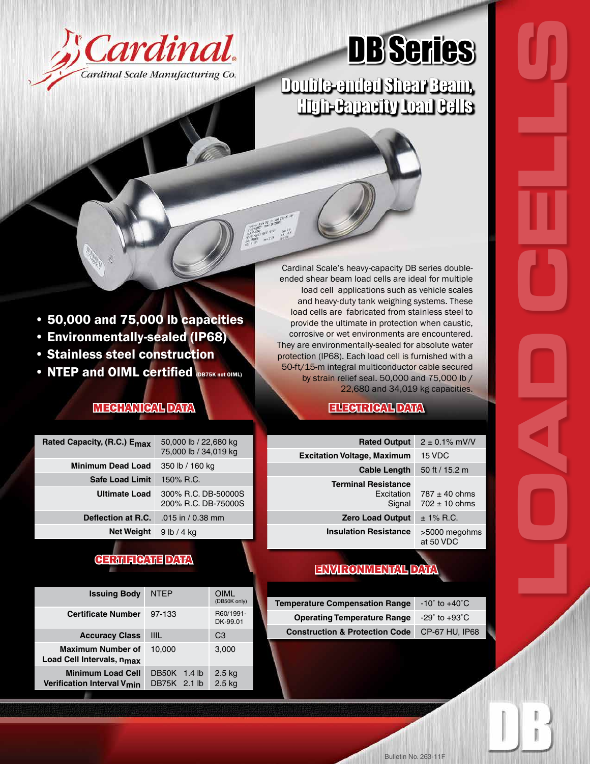# DB Series

## Double-ended Shear Beam, High-Capacity Load Cells

Cardinal Scale Manufacturing Co.

- 50,000 and 75,000 lb capacities
- Environmentally-sealed (IP68)
- Stainless steel construction
- NTEP and OIML certified (DB75K not OIML)

Cardinal Scale's heavy-capacity DB series double-ended shear beam load cells are ideal for multiple load cell applications such as vehicle scales and heavy-duty tank weighing systems. These load cells are fabricated from stainless steel to provide the ultimate in protection when caustic, corrosive or wet environments are encountered. They are environmentally-sealed for absolute water protection (IP68). Each load cell is furnished with a 50-ft/15-m integral multiconductor cable secured by strain relief seal. 50,000 and 75,000 lb / 22,680 and 34,019 kg capacities.

### MECHANICAL DATA

| | |
|---|---|
| Rated Capacity, (R.C.) $E_{max}$ | 50,000 lb / 22,680 kg<br>75,000 lb / 34,019 kg |
| Minimum Dead Load | 350 lb / 160 kg |
| Safe Load Limit | 150% R.C. |
| Ultimate Load | 300% R.C. DB-50000S<br>200% R.C. DB-75000S |
| Deflection at R.C. | .015 in / 0.38 mm |
| Net Weight | 9 lb / 4 kg |

### ELECTRICAL DATA

| | |
|---|---|
| Rated Output | 2 ± 0.1% mV/V |
| Excitation Voltage, Maximum | 15 VDC |
| Cable Length | 50 ft / 15.2 m |
| Terminal Resistance<br>Excitation<br>Signal | <br>787 ± 40 ohms<br>702 ± 10 ohms |
| Zero Load Output | ± 1% R.C. |
| Insulation Resistance | >5000 megohms at 50 VDC |

### CERTIFICATE DATA

| Issuing Body | NTEP | OIML (DB50K only) |
|---|---|---|
| Certificate Number | 97-133 | R60/1991-DK-99.01 |
| Accuracy Class | IIIL | C3 |
| Maximum Number of Load Cell Intervals, $n_{max}$ | 10,000 | 3,000 |
| Minimum Load Cell Verification Interval $V_{min}$ | DB50K 1.4 lb<br>DB75K 2.1 lb | 2.5 kg<br>2.5 kg |

### ENVIRONMENTAL DATA

| | |
|---|---|
| Temperature Compensation Range | -10˚ to +40˚C |
| Operating Temperature Range | -29˚ to +93˚C |
| Construction & Protection Code | CP-67 HU, IP68 |

LOAD CELLS

DB

Bulletin No. 263-11F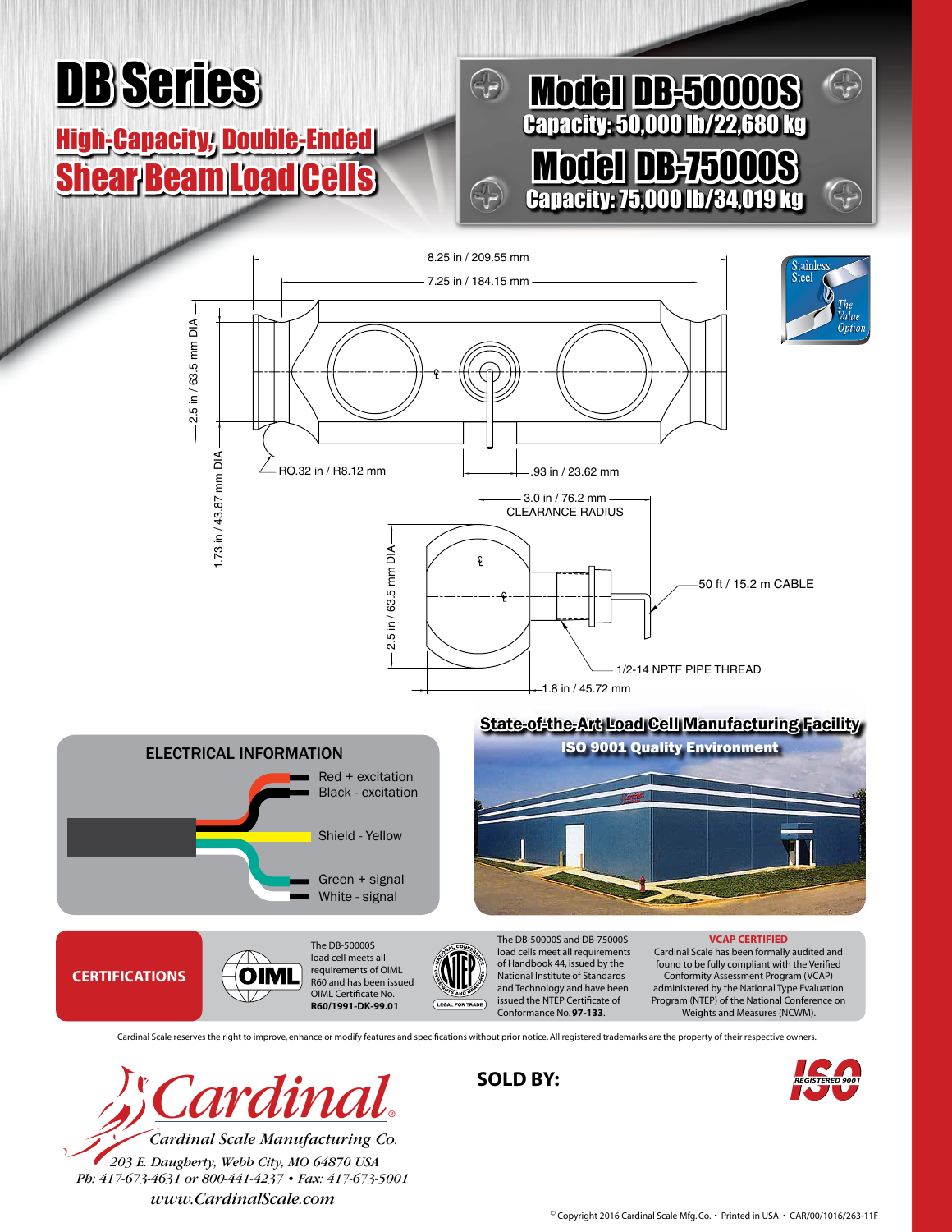# DB Series

## High-Capacity, Double-Ended Shear Beam Load Cells

## Model DB-50000S

**Capacity: 50,000 lb/22,680 kg**

## Model DB-75000S

**Capacity: 75,000 lb/34,019 kg**

Stainless Steel
The Value Option

8.25 in / 209.55 mm
7.25 in / 184.15 mm
2.5 in / 63.5 mm DIA
1.73 in / 43.87 mm DIA
RO.32 in / R8.12 mm
.93 in / 23.62 mm
3.0 in / 76.2 mm CLEARANCE RADIUS
2.5 in / 63.5 mm DIA
50 ft / 15.2 m CABLE
1/2-14 NPTF PIPE THREAD
1.8 in / 45.72 mm

### ELECTRICAL INFORMATION

- Red + excitation
- Black - excitation
- Shield - Yellow
- Green + signal
- White - signal

### State-of-the-Art Load Cell Manufacturing Facility

**ISO 9001 Quality Environment**

### CERTIFICATIONS

The DB-50000S load cell meets all requirements of OIML R60 and has been issued OIML Certificate No. **R60/1991-DK-99.01**

The DB-50000S and DB-75000S load cell meet all requirements of Handbook 44, issued by the National Institute of Standards and Technology and have been issued the NTEP Certificate of Conformance No. **97-133**.

**VCAP CERTIFIED**

Cardinal Scale has been formally audited and found to be fully compliant with the Verified Conformity Assessment Program (VCAP) administered by the National Type Evaluation Program (NTEP) of the National Conference on Weights and Measures (NCWM).

Cardinal Scale reserves the right to improve, enhance or modify features and specifications without prior notice. All registered trademarks are the property of their respective owners.

*Cardinal®*
*Cardinal Scale Manufacturing Co.*
*203 E. Daugherty, Webb City, MO 64870 USA*
*Ph: 417-673-4631 or 800-441-4237 • Fax: 417-673-5001*
*www.CardinalScale.com*

**SOLD BY:**

ISO REGISTERED 9001

© Copyright 2016 Cardinal Scale Mfg. Co. • Printed in USA • CAR/00/1016/263-11F